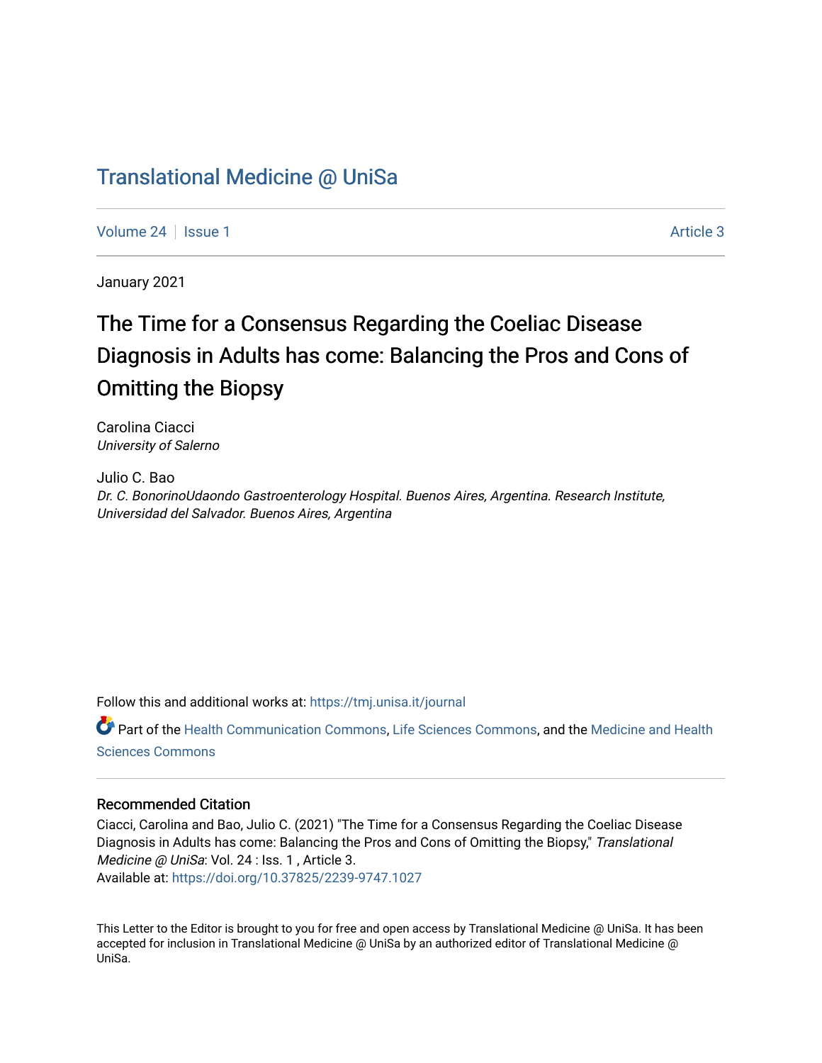# Translational Medicine @ UniSa

Volume 24 | Issue 1 | Article 3

January 2021

## The Time for a Consensus Regarding the Coeliac Disease Diagnosis in Adults has come: Balancing the Pros and Cons of Omitting the Biopsy

Carolina Ciacci
*University of Salerno*

Julio C. Bao
*Dr. C. BonorinoUdaondo Gastroenterology Hospital. Buenos Aires, Argentina. Research Institute, Universidad del Salvador. Buenos Aires, Argentina*

Follow this and additional works at: https://tmj.unisa.it/journal

Part of the Health Communication Commons, Life Sciences Commons, and the Medicine and Health Sciences Commons

### Recommended Citation

Ciacci, Carolina and Bao, Julio C. (2021) "The Time for a Consensus Regarding the Coeliac Disease Diagnosis in Adults has come: Balancing the Pros and Cons of Omitting the Biopsy," *Translational Medicine @ UniSa*: Vol. 24 : Iss. 1 , Article 3.
Available at: https://doi.org/10.37825/2239-9747.1027

This Letter to the Editor is brought to you for free and open access by Translational Medicine @ UniSa. It has been accepted for inclusion in Translational Medicine @ UniSa by an authorized editor of Translational Medicine @ UniSa.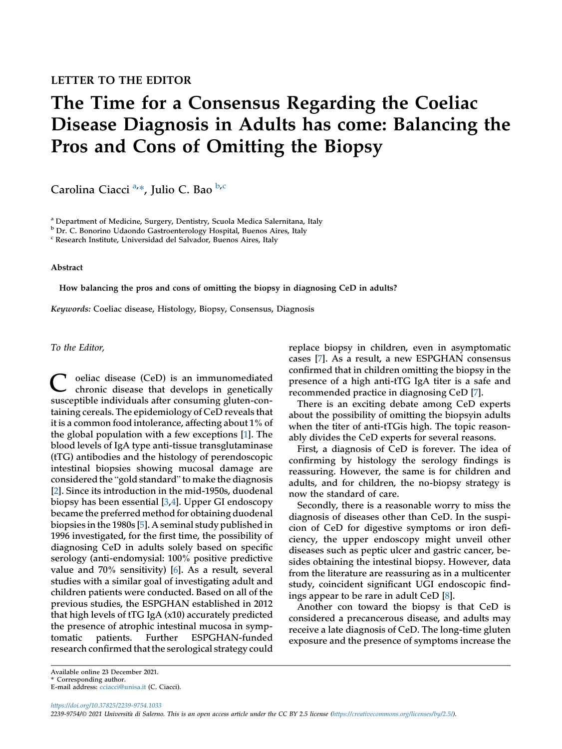LETTER TO THE EDITOR

# The Time for a Consensus Regarding the Coeliac Disease Diagnosis in Adults has come: Balancing the Pros and Cons of Omitting the Biopsy

Carolina Ciacci [a,*], Julio C. Bao [b,c]

[a] Department of Medicine, Surgery, Dentistry, Scuola Medica Salernitana, Italy
[b] Dr. C. Bonorino Udaondo Gastroenterology Hospital, Buenos Aires, Italy
[c] Research Institute, Universidad del Salvador, Buenos Aires, Italy

## Abstract

**How balancing the pros and cons of omitting the biopsy in diagnosing CeD in adults?**

*Keywords:* Coeliac disease, Histology, Biopsy, Consensus, Diagnosis

*To the Editor,*

Coeliac disease (CeD) is an immunomediated chronic disease that develops in genetically susceptible individuals after consuming gluten-containing cereals. The epidemiology of CeD reveals that it is a common food intolerance, affecting about 1% of the global population with a few exceptions [1]. The blood levels of IgA type anti-tissue transglutaminase (tTG) antibodies and the histology of perendoscopic intestinal biopsies showing mucosal damage are considered the "gold standard" to make the diagnosis [2]. Since its introduction in the mid-1950s, duodenal biopsy has been essential [3,4]. Upper GI endoscopy became the preferred method for obtaining duodenal biopsies in the 1980s [5]. A seminal study published in 1996 investigated, for the first time, the possibility of diagnosing CeD in adults solely based on specific serology (anti-endomysial: 100% positive predictive value and 70% sensitivity) [6]. As a result, several studies with a similar goal of investigating adult and children patients were conducted. Based on all of the previous studies, the ESPGHAN established in 2012 that high levels of tTG IgA (x10) accurately predicted the presence of atrophic intestinal mucosa in symptomatic patients. Further ESPGHAN-funded research confirmed that the serological strategy could replace biopsy in children, even in asymptomatic cases [7]. As a result, a new ESPGHAN consensus confirmed that in children omitting the biopsy in the presence of a high anti-tTG IgA titer is a safe and recommended practice in diagnosing CeD [7].

There is an exciting debate among CeD experts about the possibility of omitting the biopsyin adults when the titer of anti-tTGis high. The topic reasonably divides the CeD experts for several reasons.

First, a diagnosis of CeD is forever. The idea of confirming by histology the serology findings is reassuring. However, the same is for children and adults, and for children, the no-biopsy strategy is now the standard of care.

Secondly, there is a reasonable worry to miss the diagnosis of diseases other than CeD. In the suspicion of CeD for digestive symptoms or iron deficiency, the upper endoscopy might unveil other diseases such as peptic ulcer and gastric cancer, besides obtaining the intestinal biopsy. However, data from the literature are reassuring as in a multicenter study, coincident significant UGI endoscopic findings appear to be rare in adult CeD [8].

Another con toward the biopsy is that CeD is considered a precancerous disease, and adults may receive a late diagnosis of CeD. The long-time gluten exposure and the presence of symptoms increase the

Available online 23 December 2021.
* Corresponding author.
E-mail address: cciacci@unisa.it (C. Ciacci).

https://doi.org/10.37825/2239-9754.1033
2239-9754/© 2021 Università di Salerno. This is an open access article under the CC BY 2.5 license (https://creativecommons.org/licenses/by/2.5/).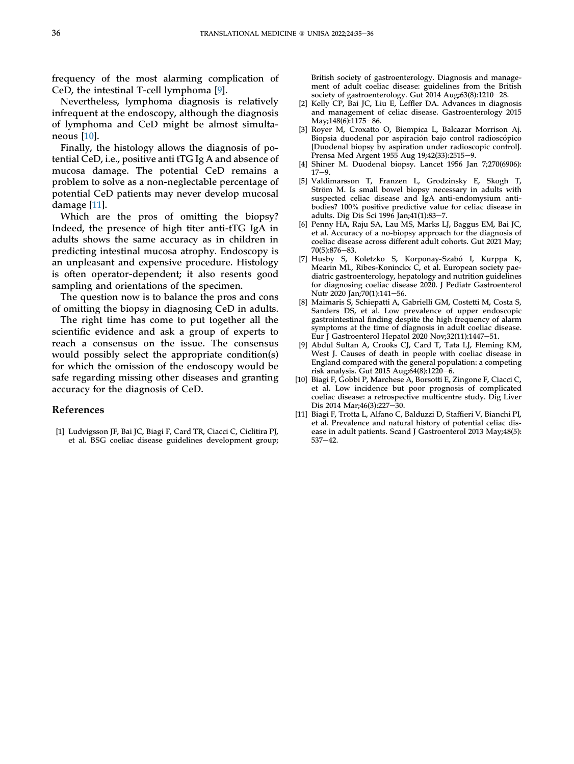frequency of the most alarming complication of CeD, the intestinal T-cell lymphoma [9].

Nevertheless, lymphoma diagnosis is relatively infrequent at the endoscopy, although the diagnosis of lymphoma and CeD might be almost simultaneous [10].

Finally, the histology allows the diagnosis of potential CeD, i.e., positive anti tTG Ig A and absence of mucosa damage. The potential CeD remains a problem to solve as a non-neglectable percentage of potential CeD patients may never develop mucosal damage [11].

Which are the pros of omitting the biopsy? Indeed, the presence of high titer anti-tTG IgA in adults shows the same accuracy as in children in predicting intestinal mucosa atrophy. Endoscopy is an unpleasant and expensive procedure. Histology is often operator-dependent; it also resents good sampling and orientations of the specimen.

The question now is to balance the pros and cons of omitting the biopsy in diagnosing CeD in adults.

The right time has come to put together all the scientific evidence and ask a group of experts to reach a consensus on the issue. The consensus would possibly select the appropriate condition(s) for which the omission of the endoscopy would be safe regarding missing other diseases and granting accuracy for the diagnosis of CeD.

## References

[1] Ludvigsson JF, Bai JC, Biagi F, Card TR, Ciacci C, Ciclitira PJ, et al. BSG coeliac disease guidelines development group; British society of gastroenterology. Diagnosis and management of adult coeliac disease: guidelines from the British society of gastroenterology. Gut 2014 Aug;63(8):1210−28.

[2] Kelly CP, Bai JC, Liu E, Leffler DA. Advances in diagnosis and management of celiac disease. Gastroenterology 2015 May;148(6):1175−86.

[3] Royer M, Croxatto O, Biempica L, Balcazar Morrison Aj. Biopsia duodenal por aspiración bajo control radioscópico [Duodenal biopsy by aspiration under radioscopic control]. Prensa Med Argent 1955 Aug 19;42(33):2515−9.

[4] Shiner M. Duodenal biopsy. Lancet 1956 Jan 7;270(6906): 17−9.

[5] Valdimarsson T, Franzen L, Grodzinsky E, Skogh T, Ström M. Is small bowel biopsy necessary in adults with suspected celiac disease and IgA anti-endomysium antibodies? 100% positive predictive value for celiac disease in adults. Dig Dis Sci 1996 Jan;41(1):83−7.

[6] Penny HA, Raju SA, Lau MS, Marks LJ, Baggus EM, Bai JC, et al. Accuracy of a no-biopsy approach for the diagnosis of coeliac disease across different adult cohorts. Gut 2021 May; 70(5):876−83.

[7] Husby S, Koletzko S, Korponay-Szabó I, Kurppa K, Mearin ML, Ribes-Koninckx C, et al. European society paediatric gastroenterology, hepatology and nutrition guidelines for diagnosing coeliac disease 2020. J Pediatr Gastroenterol Nutr 2020 Jan;70(1):141−56.

[8] Maimaris S, Schiepatti A, Gabrielli GM, Costetti M, Costa S, Sanders DS, et al. Low prevalence of upper endoscopic gastrointestinal finding despite the high frequency of alarm symptoms at the time of diagnosis in adult coeliac disease. Eur J Gastroenterol Hepatol 2020 Nov;32(11):1447−51.

[9] Abdul Sultan A, Crooks CJ, Card T, Tata LJ, Fleming KM, West J. Causes of death in people with coeliac disease in England compared with the general population: a competing risk analysis. Gut 2015 Aug;64(8):1220−6.

[10] Biagi F, Gobbi P, Marchese A, Borsotti E, Zingone F, Ciacci C, et al. Low incidence but poor prognosis of complicated coeliac disease: a retrospective multicentre study. Dig Liver Dis 2014 Mar;46(3):227−30.

[11] Biagi F, Trotta L, Alfano C, Balduzzi D, Staffieri V, Bianchi PI, et al. Prevalence and natural history of potential celiac disease in adult patients. Scand J Gastroenterol 2013 May;48(5): 537−42.